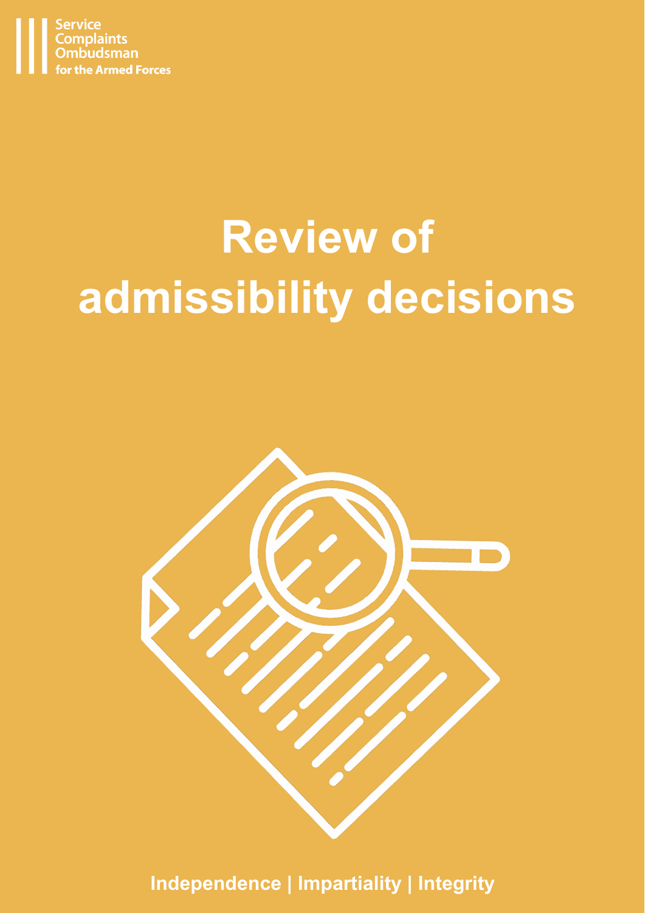Service Complaints Ombudsman for the Armed Forces

# Review of admissibility decisions

Independence | Impartiality | Integrity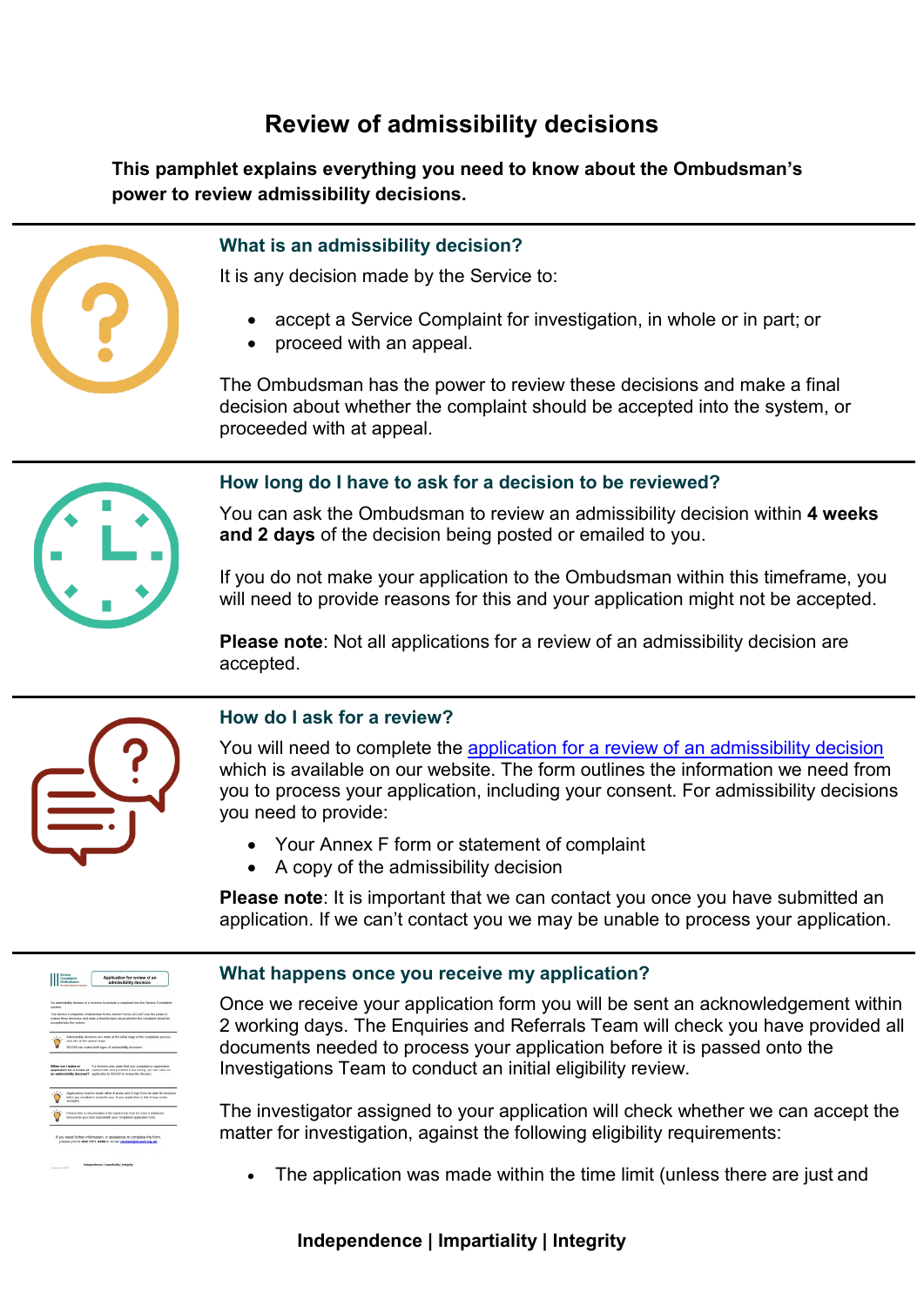# Review of admissibility decisions

**This pamphlet explains everything you need to know about the Ombudsman's power to review admissibility decisions.**

## What is an admissibility decision?

It is any decision made by the Service to:

- accept a Service Complaint for investigation, in whole or in part; or
- proceed with an appeal.

The Ombudsman has the power to review these decisions and make a final decision about whether the complaint should be accepted into the system, or proceeded with at appeal.

## How long do I have to ask for a decision to be reviewed?

You can ask the Ombudsman to review an admissibility decision within **4 weeks and 2 days** of the decision being posted or emailed to you.

If you do not make your application to the Ombudsman within this timeframe, you will need to provide reasons for this and your application might not be accepted.

**Please note**: Not all applications for a review of an admissibility decision are accepted.

## How do I ask for a review?

You will need to complete the application for a review of an admissibility decision which is available on our website. The form outlines the information we need from you to process your application, including your consent. For admissibility decisions you need to provide:

- Your Annex F form or statement of complaint
- A copy of the admissibility decision

**Please note**: It is important that we can contact you once you have submitted an application. If we can't contact you we may be unable to process your application.

## What happens once you receive my application?

Once we receive your application form you will be sent an acknowledgement within 2 working days. The Enquiries and Referrals Team will check you have provided all documents needed to process your application before it is passed onto the Investigations Team to conduct an initial eligibility review.

The investigator assigned to your application will check whether we can accept the matter for investigation, against the following eligibility requirements:

- The application was made within the time limit (unless there are just and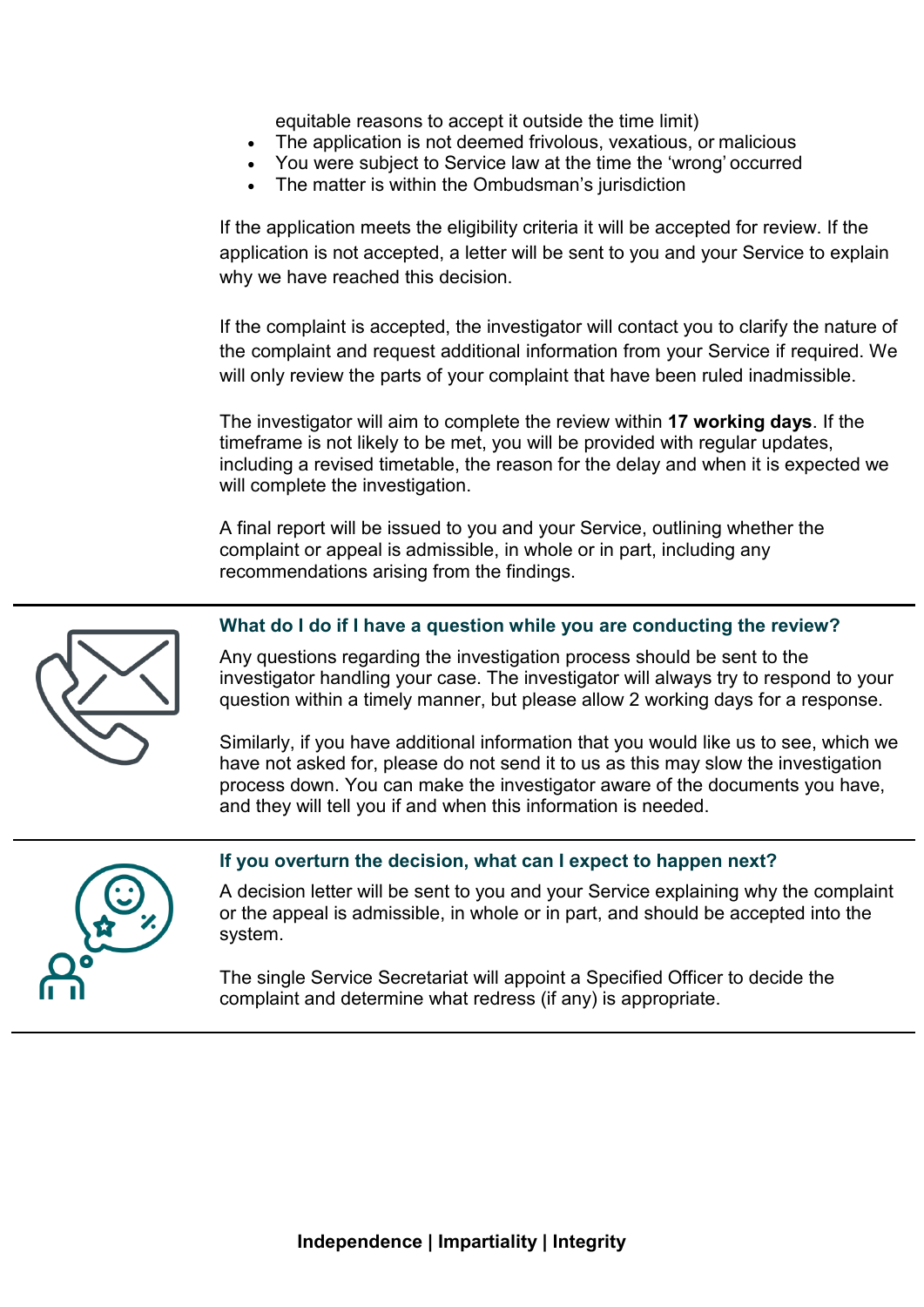equitable reasons to accept it outside the time limit)

- The application is not deemed frivolous, vexatious, or malicious
- You were subject to Service law at the time the ‘wrong’ occurred
- The matter is within the Ombudsman’s jurisdiction

If the application meets the eligibility criteria it will be accepted for review. If the application is not accepted, a letter will be sent to you and your Service to explain why we have reached this decision.

If the complaint is accepted, the investigator will contact you to clarify the nature of the complaint and request additional information from your Service if required. We will only review the parts of your complaint that have been ruled inadmissible.

The investigator will aim to complete the review within **17 working days**. If the timeframe is not likely to be met, you will be provided with regular updates, including a revised timetable, the reason for the delay and when it is expected we will complete the investigation.

A final report will be issued to you and your Service, outlining whether the complaint or appeal is admissible, in whole or in part, including any recommendations arising from the findings.

### What do I do if I have a question while you are conducting the review?

Any questions regarding the investigation process should be sent to the investigator handling your case. The investigator will always try to respond to your question within a timely manner, but please allow 2 working days for a response.

Similarly, if you have additional information that you would like us to see, which we have not asked for, please do not send it to us as this may slow the investigation process down. You can make the investigator aware of the documents you have, and they will tell you if and when this information is needed.

### If you overturn the decision, what can I expect to happen next?

A decision letter will be sent to you and your Service explaining why the complaint or the appeal is admissible, in whole or in part, and should be accepted into the system.

The single Service Secretariat will appoint a Specified Officer to decide the complaint and determine what redress (if any) is appropriate.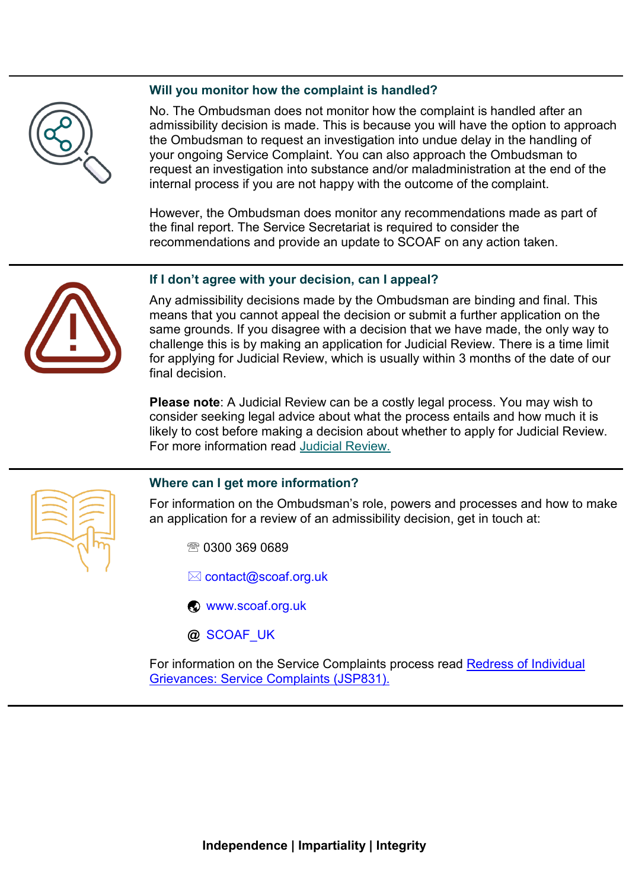### Will you monitor how the complaint is handled?

No. The Ombudsman does not monitor how the complaint is handled after an admissibility decision is made. This is because you will have the option to approach the Ombudsman to request an investigation into undue delay in the handling of your ongoing Service Complaint. You can also approach the Ombudsman to request an investigation into substance and/or maladministration at the end of the internal process if you are not happy with the outcome of the complaint.

However, the Ombudsman does monitor any recommendations made as part of the final report. The Service Secretariat is required to consider the recommendations and provide an update to SCOAF on any action taken.

### If I don't agree with your decision, can I appeal?

Any admissibility decisions made by the Ombudsman are binding and final. This means that you cannot appeal the decision or submit a further application on the same grounds. If you disagree with a decision that we have made, the only way to challenge this is by making an application for Judicial Review. There is a time limit for applying for Judicial Review, which is usually within 3 months of the date of our final decision.

**Please note**: A Judicial Review can be a costly legal process. You may wish to consider seeking legal advice about what the process entails and how much it is likely to cost before making a decision about whether to apply for Judicial Review. For more information read Judicial Review.

### Where can I get more information?

For information on the Ombudsman's role, powers and processes and how to make an application for a review of an admissibility decision, get in touch at:

☎ 0300 369 0689

✉ contact@scoaf.org.uk

www.scoaf.org.uk

@ SCOAF_UK

For information on the Service Complaints process read Redress of Individual Grievances: Service Complaints (JSP831).

**Independence | Impartiality | Integrity**